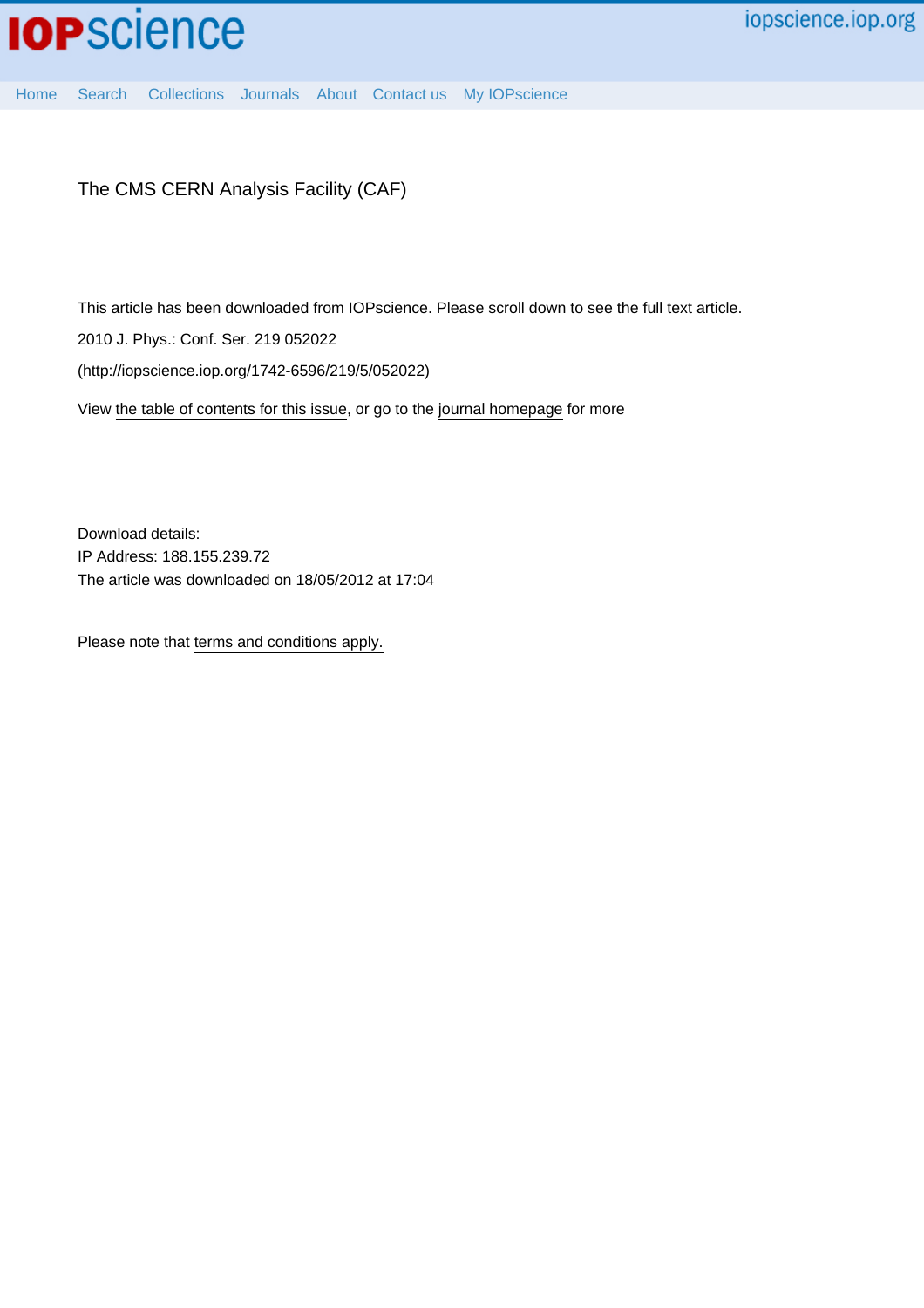# The CMS CERN Analysis Facility (CAF)

This article has been downloaded from IOPscience. Please scroll down to see the full text article.

2010 J. Phys.: Conf. Ser. 219 052022

(http://iopscience.iop.org/1742-6596/219/5/052022)

View the table of contents for this issue, or go to the journal homepage for more

Download details:
IP Address: 188.155.239.72
The article was downloaded on 18/05/2012 at 17:04

Please note that terms and conditions apply.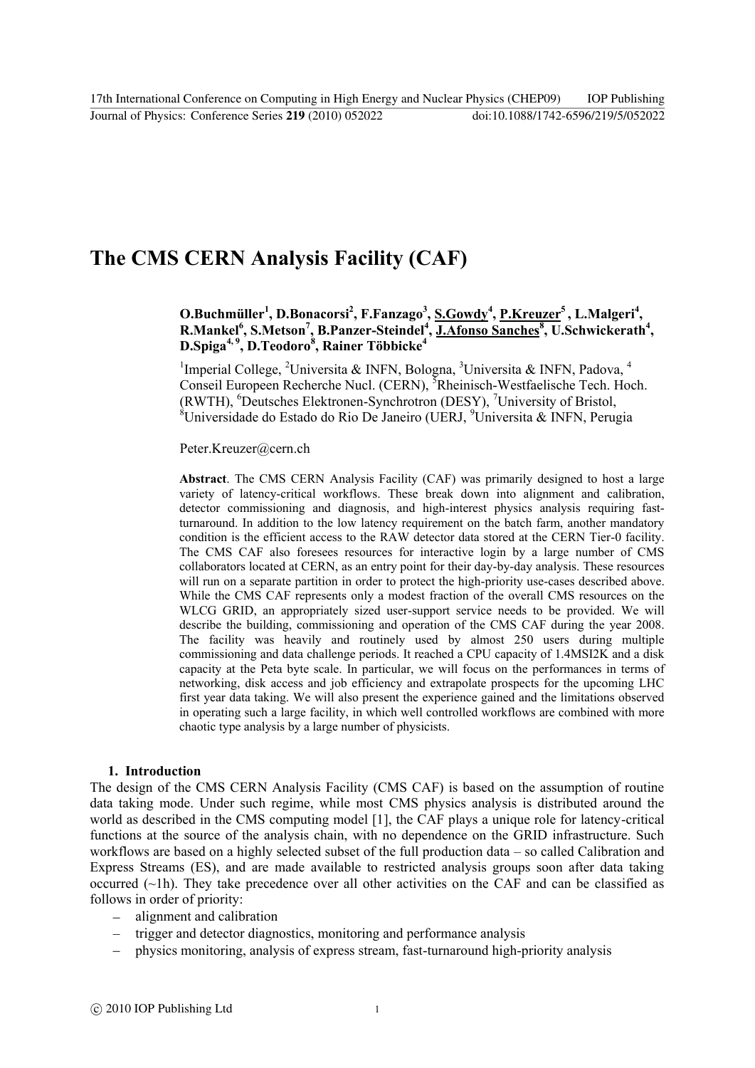# The CMS CERN Analysis Facility (CAF)

**O.Buchmüller[1], D.Bonacorsi[2], F.Fanzago[3], S.Gowdy[4], P.Kreuzer[5], L.Malgeri[4], R.Mankel[6], S.Metson[7], B.Panzer-Steindel[4], J.Afonso Sanches[8], U.Schwickerath[4], D.Spiga[4, 9], D.Teodoro[8], Rainer Többicke[4]**

[1]Imperial College, [2]Universita & INFN, Bologna, [3]Universita & INFN, Padova, [4] Conseil Europeen Recherche Nucl. (CERN), [5]Rheinisch-Westfaelische Tech. Hoch. (RWTH), [6]Deutsches Elektronen-Synchrotron (DESY), [7]University of Bristol, [8]Universidade do Estado do Rio De Janeiro (UERJ, [9]Universita & INFN, Perugia

Peter.Kreuzer@cern.ch

**Abstract**. The CMS CERN Analysis Facility (CAF) was primarily designed to host a large variety of latency-critical workflows. These break down into alignment and calibration, detector commissioning and diagnosis, and high-interest physics analysis requiring fast-turnaround. In addition to the low latency requirement on the batch farm, another mandatory condition is the efficient access to the RAW detector data stored at the CERN Tier-0 facility. The CMS CAF also foresees resources for interactive login by a large number of CMS collaborators located at CERN, as an entry point for their day-by-day analysis. These resources will run on a separate partition in order to protect the high-priority use-cases described above. While the CMS CAF represents only a modest fraction of the overall CMS resources on the WLCG GRID, an appropriately sized user-support service needs to be provided. We will describe the building, commissioning and operation of the CMS CAF during the year 2008. The facility was heavily and routinely used by almost 250 users during multiple commissioning and data challenge periods. It reached a CPU capacity of 1.4MSI2K and a disk capacity at the Peta byte scale. In particular, we will focus on the performances in terms of networking, disk access and job efficiency and extrapolate prospects for the upcoming LHC first year data taking. We will also present the experience gained and the limitations observed in operating such a large facility, in which well controlled workflows are combined with more chaotic type analysis by a large number of physicists.

## 1. Introduction

The design of the CMS CERN Analysis Facility (CMS CAF) is based on the assumption of routine data taking mode. Under such regime, while most CMS physics analysis is distributed around the world as described in the CMS computing model [1], the CAF plays a unique role for latency-critical functions at the source of the analysis chain, with no dependence on the GRID infrastructure. Such workflows are based on a highly selected subset of the full production data – so called Calibration and Express Streams (ES), and are made available to restricted analysis groups soon after data taking occurred (~1h). They take precedence over all other activities on the CAF and can be classified as follows in order of priority:

- alignment and calibration
- trigger and detector diagnostics, monitoring and performance analysis
- physics monitoring, analysis of express stream, fast-turnaround high-priority analysis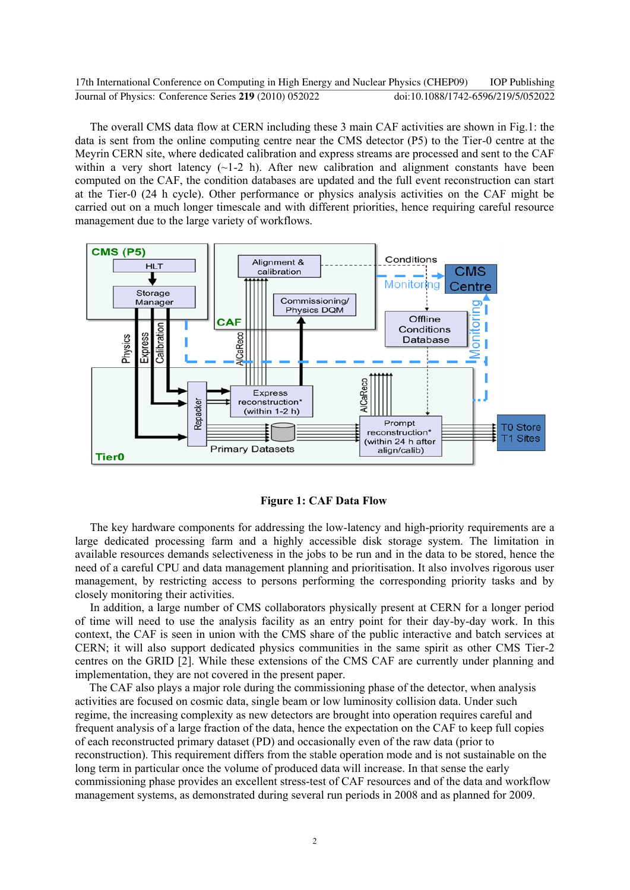The overall CMS data flow at CERN including these 3 main CAF activities are shown in Fig.1: the data is sent from the online computing centre near the CMS detector (P5) to the Tier-0 centre at the Meyrin CERN site, where dedicated calibration and express streams are processed and sent to the CAF within a very short latency (~1-2 h). After new calibration and alignment constants have been computed on the CAF, the condition databases are updated and the full event reconstruction can start at the Tier-0 (24 h cycle). Other performance or physics analysis activities on the CAF might be carried out on a much longer timescale and with different priorities, hence requiring careful resource management due to the large variety of workflows.

**Figure 1: CAF Data Flow**

The key hardware components for addressing the low-latency and high-priority requirements are a large dedicated processing farm and a highly accessible disk storage system. The limitation in available resources demands selectiveness in the jobs to be run and in the data to be stored, hence the need of a careful CPU and data management planning and prioritisation. It also involves rigorous user management, by restricting access to persons performing the corresponding priority tasks and by closely monitoring their activities.

In addition, a large number of CMS collaborators physically present at CERN for a longer period of time will need to use the analysis facility as an entry point for their day-by-day work. In this context, the CAF is seen in union with the CMS share of the public interactive and batch services at CERN; it will also support dedicated physics communities in the same spirit as other CMS Tier-2 centres on the GRID [2]. While these extensions of the CMS CAF are currently under planning and implementation, they are not covered in the present paper.

The CAF also plays a major role during the commissioning phase of the detector, when analysis activities are focused on cosmic data, single beam or low luminosity collision data. Under such regime, the increasing complexity as new detectors are brought into operation requires careful and frequent analysis of a large fraction of the data, hence the expectation on the CAF to keep full copies of each reconstructed primary dataset (PD) and occasionally even of the raw data (prior to reconstruction). This requirement differs from the stable operation mode and is not sustainable on the long term in particular once the volume of produced data will increase. In that sense the early commissioning phase provides an excellent stress-test of CAF resources and of the data and workflow management systems, as demonstrated during several run periods in 2008 and as planned for 2009.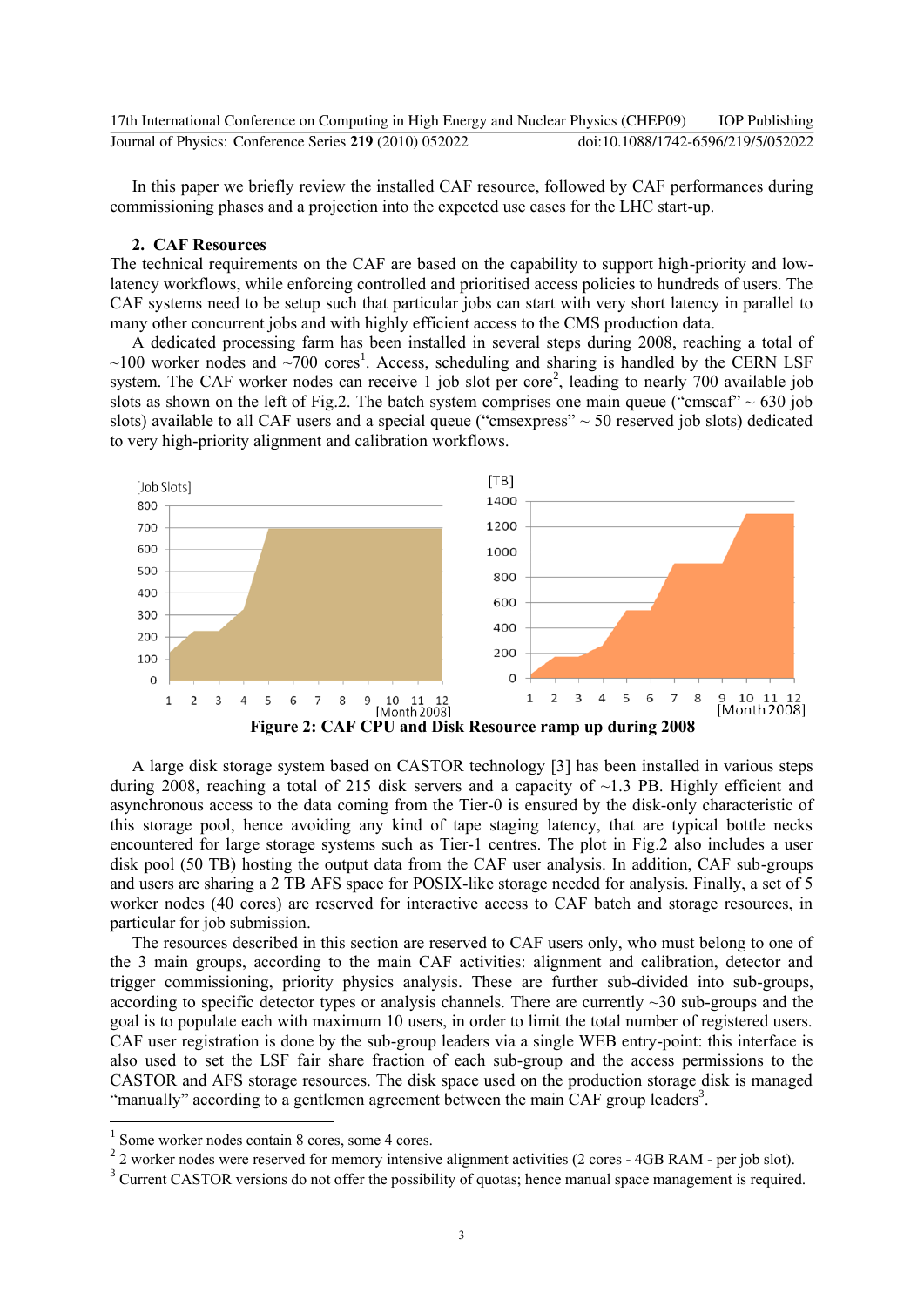In this paper we briefly review the installed CAF resource, followed by CAF performances during commissioning phases and a projection into the expected use cases for the LHC start-up.

## 2. CAF Resources

The technical requirements on the CAF are based on the capability to support high-priority and low-latency workflows, while enforcing controlled and prioritised access policies to hundreds of users. The CAF systems need to be setup such that particular jobs can start with very short latency in parallel to many other concurrent jobs and with highly efficient access to the CMS production data.

A dedicated processing farm has been installed in several steps during 2008, reaching a total of ~100 worker nodes and ~700 cores[1]. Access, scheduling and sharing is handled by the CERN LSF system. The CAF worker nodes can receive 1 job slot per core[2], leading to nearly 700 available job slots as shown on the left of Fig.2. The batch system comprises one main queue ("cmscaf" ~ 630 job slots) available to all CAF users and a special queue ("cmsexpress" ~ 50 reserved job slots) dedicated to very high-priority alignment and calibration workflows.

**Figure 2: CAF CPU and Disk Resource ramp up during 2008**

A large disk storage system based on CASTOR technology [3] has been installed in various steps during 2008, reaching a total of 215 disk servers and a capacity of ~1.3 PB. Highly efficient and asynchronous access to the data coming from the Tier-0 is ensured by the disk-only characteristic of this storage pool, hence avoiding any kind of tape staging latency, that are typical bottle necks encountered for large storage systems such as Tier-1 centres. The plot in Fig.2 also includes a user disk pool (50 TB) hosting the output data from the CAF user analysis. In addition, CAF sub-groups and users are sharing a 2 TB AFS space for POSIX-like storage needed for analysis. Finally, a set of 5 worker nodes (40 cores) are reserved for interactive access to CAF batch and storage resources, in particular for job submission.

The resources described in this section are reserved to CAF users only, who must belong to one of the 3 main groups, according to the main CAF activities: alignment and calibration, detector and trigger commissioning, priority physics analysis. These are further sub-divided into sub-groups, according to specific detector types or analysis channels. There are currently ~30 sub-groups and the goal is to populate each with maximum 10 users, in order to limit the total number of registered users. CAF user registration is done by the sub-group leaders via a single WEB entry-point: this interface is also used to set the LSF fair share fraction of each sub-group and the access permissions to the CASTOR and AFS storage resources. The disk space used on the production storage disk is managed "manually" according to a gentlemen agreement between the main CAF group leaders[3].

---

[1] Some worker nodes contain 8 cores, some 4 cores.

[2] 2 worker nodes were reserved for memory intensive alignment activities (2 cores - 4GB RAM - per job slot).

[3] Current CASTOR versions do not offer the possibility of quotas; hence manual space management is required.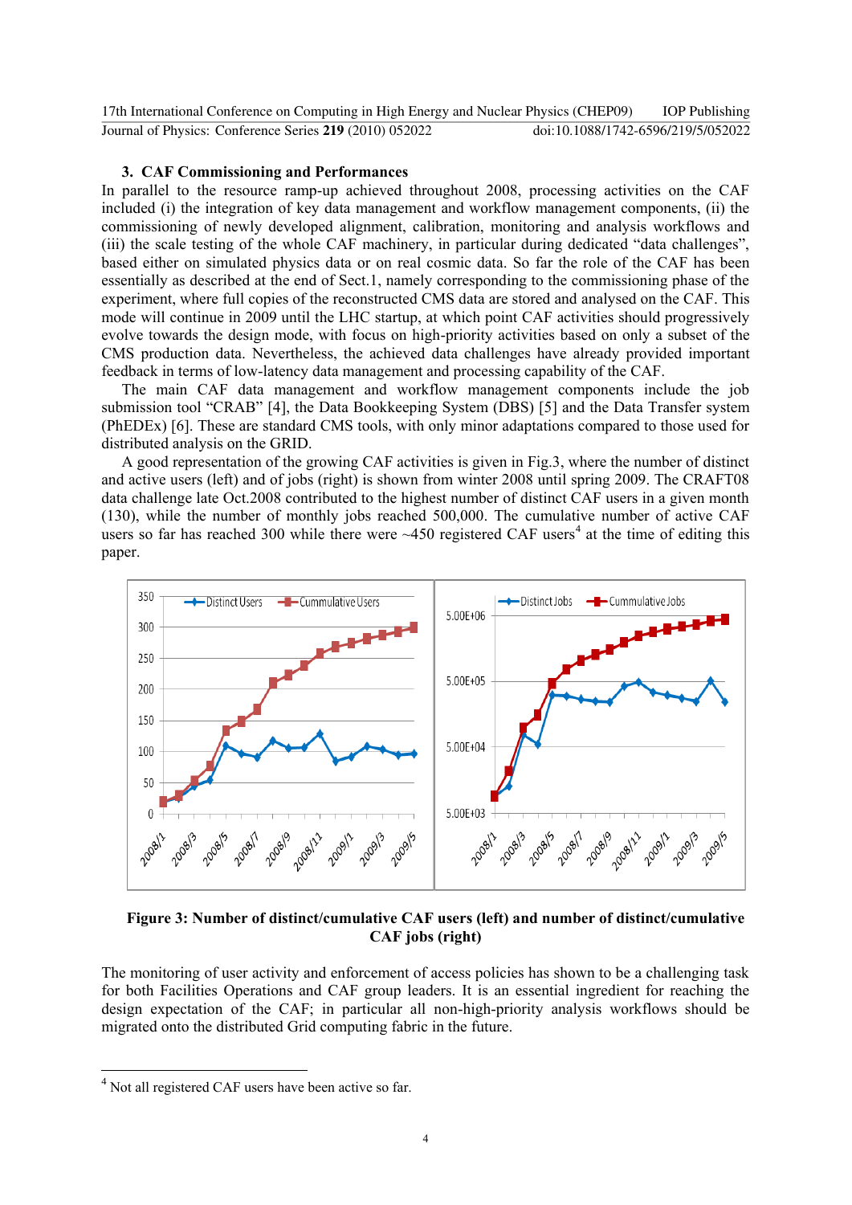## 3. CAF Commissioning and Performances

In parallel to the resource ramp-up achieved throughout 2008, processing activities on the CAF included (i) the integration of key data management and workflow management components, (ii) the commissioning of newly developed alignment, calibration, monitoring and analysis workflows and (iii) the scale testing of the whole CAF machinery, in particular during dedicated "data challenges", based either on simulated physics data or on real cosmic data. So far the role of the CAF has been essentially as described at the end of Sect.1, namely corresponding to the commissioning phase of the experiment, where full copies of the reconstructed CMS data are stored and analysed on the CAF. This mode will continue in 2009 until the LHC startup, at which point CAF activities should progressively evolve towards the design mode, with focus on high-priority activities based on only a subset of the CMS production data. Nevertheless, the achieved data challenges have already provided important feedback in terms of low-latency data management and processing capability of the CAF.

The main CAF data management and workflow management components include the job submission tool "CRAB" [4], the Data Bookkeeping System (DBS) [5] and the Data Transfer system (PhEDEx) [6]. These are standard CMS tools, with only minor adaptations compared to those used for distributed analysis on the GRID.

A good representation of the growing CAF activities is given in Fig.3, where the number of distinct and active users (left) and of jobs (right) is shown from winter 2008 until spring 2009. The CRAFT08 data challenge late Oct.2008 contributed to the highest number of distinct CAF users in a given month (130), while the number of monthly jobs reached 500,000. The cumulative number of active CAF users so far has reached 300 while there were ~450 registered CAF users[4] at the time of editing this paper.

**Figure 3: Number of distinct/cumulative CAF users (left) and number of distinct/cumulative CAF jobs (right)**

The monitoring of user activity and enforcement of access policies has shown to be a challenging task for both Facilities Operations and CAF group leaders. It is an essential ingredient for reaching the design expectation of the CAF; in particular all non-high-priority analysis workflows should be migrated onto the distributed Grid computing fabric in the future.

[4] Not all registered CAF users have been active so far.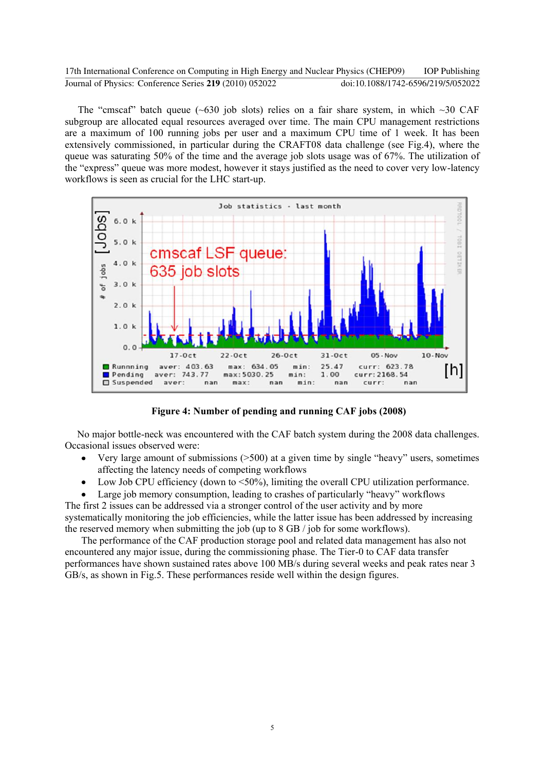The “cmscaf” batch queue (~630 job slots) relies on a fair share system, in which ~30 CAF subgroup are allocated equal resources averaged over time. The main CPU management restrictions are a maximum of 100 running jobs per user and a maximum CPU time of 1 week. It has been extensively commissioned, in particular during the CRAFT08 data challenge (see Fig.4), where the queue was saturating 50% of the time and the average job slots usage was of 67%. The utilization of the “express” queue was more modest, however it stays justified as the need to cover very low-latency workflows is seen as crucial for the LHC start-up.

**Figure 4: Number of pending and running CAF jobs (2008)**

No major bottle-neck was encountered with the CAF batch system during the 2008 data challenges. Occasional issues observed were:

- Very large amount of submissions (>500) at a given time by single “heavy” users, sometimes affecting the latency needs of competing workflows
- Low Job CPU efficiency (down to <50%), limiting the overall CPU utilization performance.
- Large job memory consumption, leading to crashes of particularly “heavy” workflows

The first 2 issues can be addressed via a stronger control of the user activity and by more systematically monitoring the job efficiencies, while the latter issue has been addressed by increasing the reserved memory when submitting the job (up to 8 GB / job for some workflows).

The performance of the CAF production storage pool and related data management has also not encountered any major issue, during the commissioning phase. The Tier-0 to CAF data transfer performances have shown sustained rates above 100 MB/s during several weeks and peak rates near 3 GB/s, as shown in Fig.5. These performances reside well within the design figures.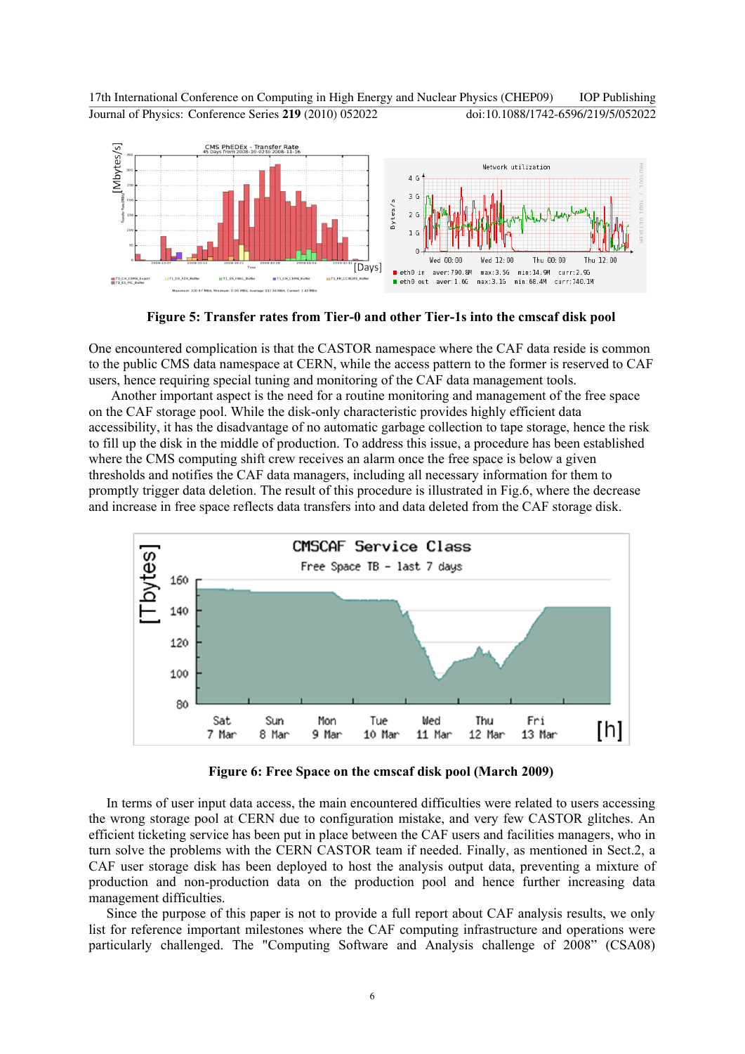**Figure 5: Transfer rates from Tier-0 and other Tier-1s into the cmscaf disk pool**

One encountered complication is that the CASTOR namespace where the CAF data reside is common to the public CMS data namespace at CERN, while the access pattern to the former is reserved to CAF users, hence requiring special tuning and monitoring of the CAF data management tools.

Another important aspect is the need for a routine monitoring and management of the free space on the CAF storage pool. While the disk-only characteristic provides highly efficient data accessibility, it has the disadvantage of no automatic garbage collection to tape storage, hence the risk to fill up the disk in the middle of production. To address this issue, a procedure has been established where the CMS computing shift crew receives an alarm once the free space is below a given thresholds and notifies the CAF data managers, including all necessary information for them to promptly trigger data deletion. The result of this procedure is illustrated in Fig.6, where the decrease and increase in free space reflects data transfers into and data deleted from the CAF storage disk.

**Figure 6: Free Space on the cmscaf disk pool (March 2009)**

In terms of user input data access, the main encountered difficulties were related to users accessing the wrong storage pool at CERN due to configuration mistake, and very few CASTOR glitches. An efficient ticketing service has been put in place between the CAF users and facilities managers, who in turn solve the problems with the CERN CASTOR team if needed. Finally, as mentioned in Sect.2, a CAF user storage disk has been deployed to host the analysis output data, preventing a mixture of production and non-production data on the production pool and hence further increasing data management difficulties.

Since the purpose of this paper is not to provide a full report about CAF analysis results, we only list for reference important milestones where the CAF computing infrastructure and operations were particularly challenged. The "Computing Software and Analysis challenge of 2008" (CSA08)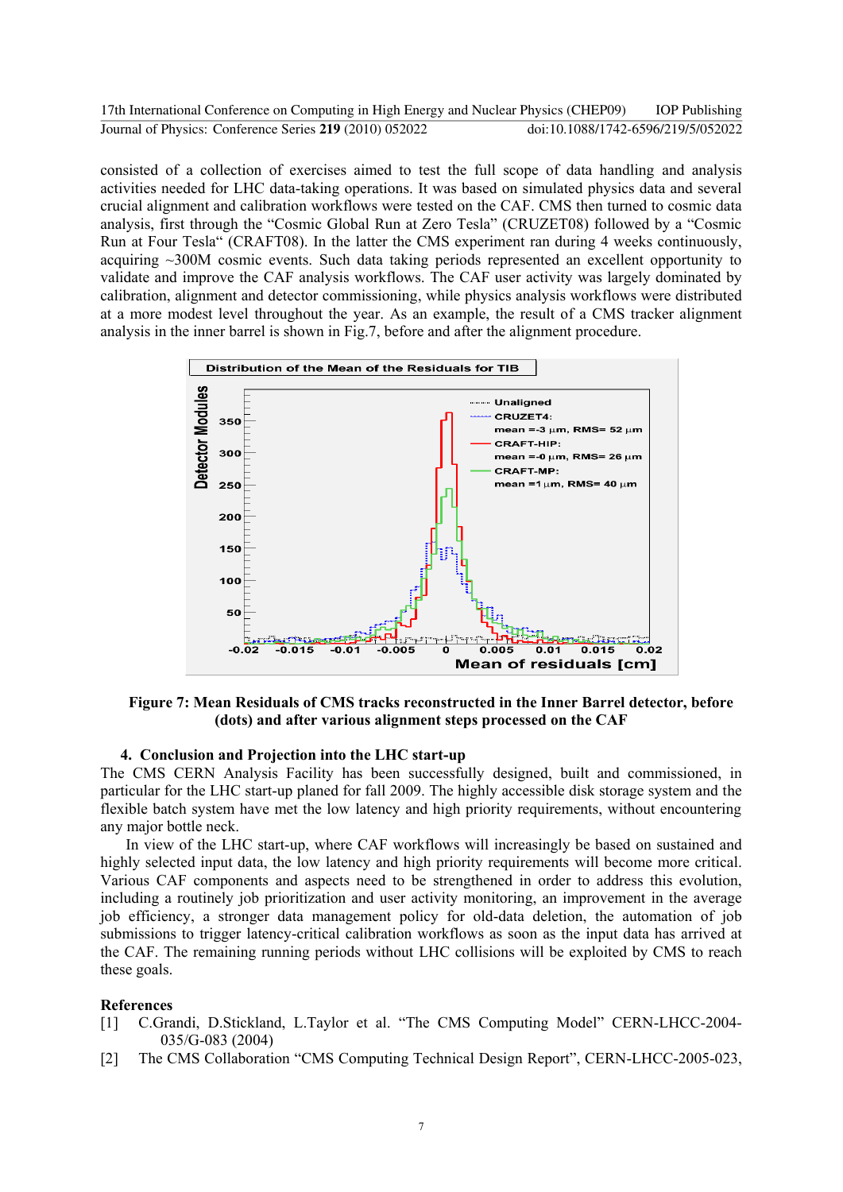consisted of a collection of exercises aimed to test the full scope of data handling and analysis activities needed for LHC data-taking operations. It was based on simulated physics data and several crucial alignment and calibration workflows were tested on the CAF. CMS then turned to cosmic data analysis, first through the "Cosmic Global Run at Zero Tesla" (CRUZET08) followed by a "Cosmic Run at Four Tesla" (CRAFT08). In the latter the CMS experiment ran during 4 weeks continuously, acquiring ~300M cosmic events. Such data taking periods represented an excellent opportunity to validate and improve the CAF analysis workflows. The CAF user activity was largely dominated by calibration, alignment and detector commissioning, while physics analysis workflows were distributed at a more modest level throughout the year. As an example, the result of a CMS tracker alignment analysis in the inner barrel is shown in Fig.7, before and after the alignment procedure.

**Figure 7: Mean Residuals of CMS tracks reconstructed in the Inner Barrel detector, before (dots) and after various alignment steps processed on the CAF**

## 4. Conclusion and Projection into the LHC start-up

The CMS CERN Analysis Facility has been successfully designed, built and commissioned, in particular for the LHC start-up planed for fall 2009. The highly accessible disk storage system and the flexible batch system have met the low latency and high priority requirements, without encountering any major bottle neck.

In view of the LHC start-up, where CAF workflows will increasingly be based on sustained and highly selected input data, the low latency and high priority requirements will become more critical. Various CAF components and aspects need to be strengthened in order to address this evolution, including a routinely job prioritization and user activity monitoring, an improvement in the average job efficiency, a stronger data management policy for old-data deletion, the automation of job submissions to trigger latency-critical calibration workflows as soon as the input data has arrived at the CAF. The remaining running periods without LHC collisions will be exploited by CMS to reach these goals.

## References

[1] C.Grandi, D.Stickland, L.Taylor et al. "The CMS Computing Model" CERN-LHCC-2004-035/G-083 (2004)

[2] The CMS Collaboration "CMS Computing Technical Design Report", CERN-LHCC-2005-023,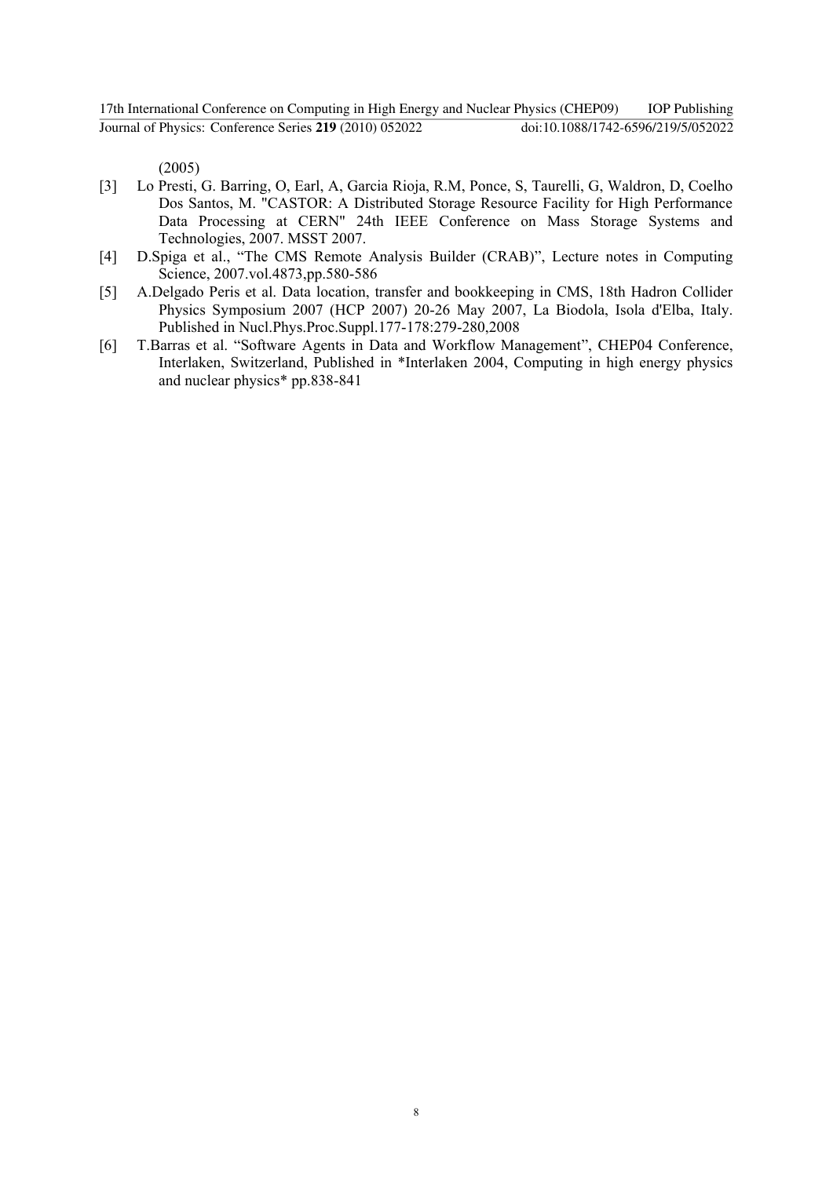(2005)

[3] Lo Presti, G. Barring, O, Earl, A, Garcia Rioja, R.M, Ponce, S, Taurelli, G, Waldron, D, Coelho Dos Santos, M. "CASTOR: A Distributed Storage Resource Facility for High Performance Data Processing at CERN" 24th IEEE Conference on Mass Storage Systems and Technologies, 2007. MSST 2007.

[4] D.Spiga et al., "The CMS Remote Analysis Builder (CRAB)", Lecture notes in Computing Science, 2007.vol.4873,pp.580-586

[5] A.Delgado Peris et al. Data location, transfer and bookkeeping in CMS, 18th Hadron Collider Physics Symposium 2007 (HCP 2007) 20-26 May 2007, La Biodola, Isola d'Elba, Italy. Published in Nucl.Phys.Proc.Suppl.177-178:279-280,2008

[6] T.Barras et al. "Software Agents in Data and Workflow Management", CHEP04 Conference, Interlaken, Switzerland, Published in *Interlaken 2004, Computing in high energy physics and nuclear physics* pp.838-841